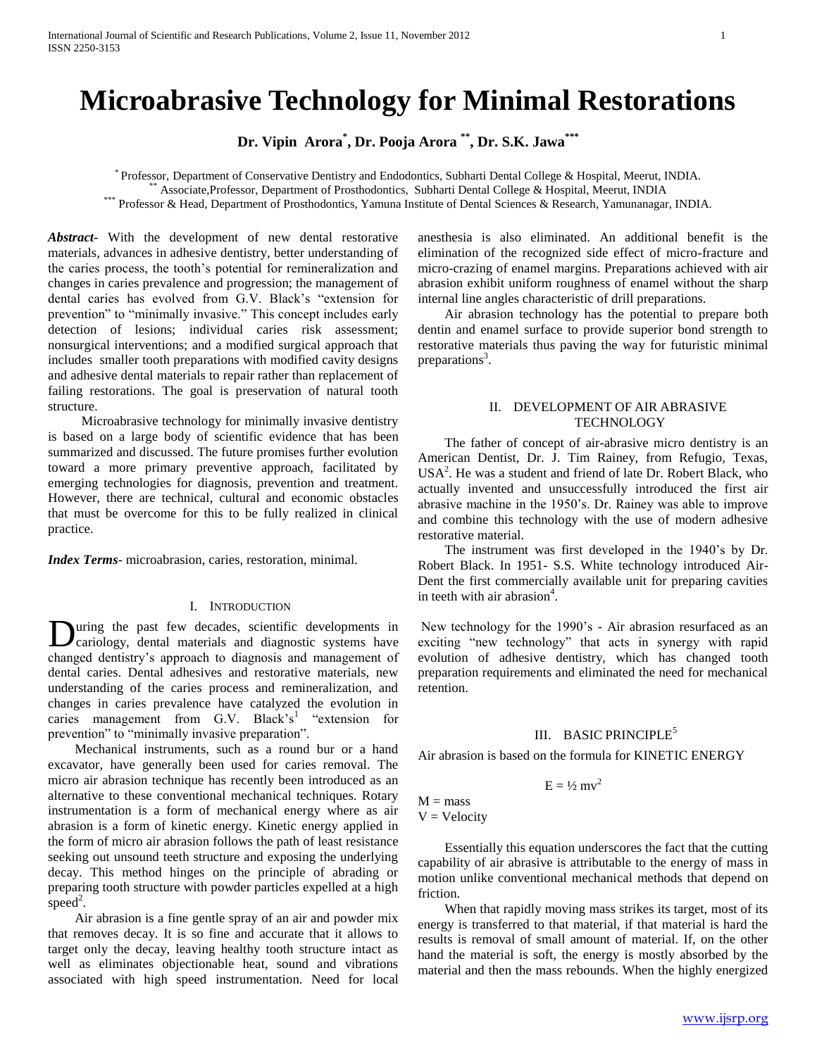# Microabrasive Technology for Minimal Restorations

**Dr. Vipin Arora[*], Dr. Pooja Arora[**], Dr. S.K. Jawa[***]**

[*] Professor, Department of Conservative Dentistry and Endodontics, Subharti Dental College & Hospital, Meerut, INDIA.
[**] Associate,Professor, Department of Prosthodontics, Subharti Dental College & Hospital, Meerut, INDIA
[***] Professor & Head, Department of Prosthodontics, Yamuna Institute of Dental Sciences & Research, Yamunanagar, INDIA.

***Abstract-*** With the development of new dental restorative materials, advances in adhesive dentistry, better understanding of the caries process, the tooth's potential for remineralization and changes in caries prevalence and progression; the management of dental caries has evolved from G.V. Black's "extension for prevention" to "minimally invasive." This concept includes early detection of lesions; individual caries risk assessment; nonsurgical interventions; and a modified surgical approach that includes smaller tooth preparations with modified cavity designs and adhesive dental materials to repair rather than replacement of failing restorations. The goal is preservation of natural tooth structure.

Microabrasive technology for minimally invasive dentistry is based on a large body of scientific evidence that has been summarized and discussed. The future promises further evolution toward a more primary preventive approach, facilitated by emerging technologies for diagnosis, prevention and treatment. However, there are technical, cultural and economic obstacles that must be overcome for this to be fully realized in clinical practice.

***Index Terms*-** microabrasion, caries, restoration, minimal.

## I. Introduction

During the past few decades, scientific developments in cariology, dental materials and diagnostic systems have changed dentistry's approach to diagnosis and management of dental caries. Dental adhesives and restorative materials, new understanding of the caries process and remineralization, and changes in caries prevalence have catalyzed the evolution in caries management from G.V. Black's[1] "extension for prevention" to "minimally invasive preparation".

Mechanical instruments, such as a round bur or a hand excavator, have generally been used for caries removal. The micro air abrasion technique has recently been introduced as an alternative to these conventional mechanical techniques. Rotary instrumentation is a form of mechanical energy where as air abrasion is a form of kinetic energy. Kinetic energy applied in the form of micro air abrasion follows the path of least resistance seeking out unsound teeth structure and exposing the underlying decay. This method hinges on the principle of abrading or preparing tooth structure with powder particles expelled at a high speed[2].

Air abrasion is a fine gentle spray of an air and powder mix that removes decay. It is so fine and accurate that it allows to target only the decay, leaving healthy tooth structure intact as well as eliminates objectionable heat, sound and vibrations associated with high speed instrumentation. Need for local anesthesia is also eliminated. An additional benefit is the elimination of the recognized side effect of micro-fracture and micro-crazing of enamel margins. Preparations achieved with air abrasion exhibit uniform roughness of enamel without the sharp internal line angles characteristic of drill preparations.

Air abrasion technology has the potential to prepare both dentin and enamel surface to provide superior bond strength to restorative materials thus paving the way for futuristic minimal preparations[3].

## II. Development of Air Abrasive Technology

The father of concept of air-abrasive micro dentistry is an American Dentist, Dr. J. Tim Rainey, from Refugio, Texas, USA[2]. He was a student and friend of late Dr. Robert Black, who actually invented and unsuccessfully introduced the first air abrasive machine in the 1950's. Dr. Rainey was able to improve and combine this technology with the use of modern adhesive restorative material.

The instrument was first developed in the 1940's by Dr. Robert Black. In 1951- S.S. White technology introduced Air-Dent the first commercially available unit for preparing cavities in teeth with air abrasion[4].

New technology for the 1990's - Air abrasion resurfaced as an exciting "new technology" that acts in synergy with rapid evolution of adhesive dentistry, which has changed tooth preparation requirements and eliminated the need for mechanical retention.

## III. Basic Principle[5]

Air abrasion is based on the formula for KINETIC ENERGY

$$E = \frac{1}{2} mv^2$$

M = mass
V = Velocity

Essentially this equation underscores the fact that the cutting capability of air abrasive is attributable to the energy of mass in motion unlike conventional mechanical methods that depend on friction.

When that rapidly moving mass strikes its target, most of its energy is transferred to that material, if that material is hard the results is removal of small amount of material. If, on the other hand the material is soft, the energy is mostly absorbed by the material and then the mass rebounds. When the highly energized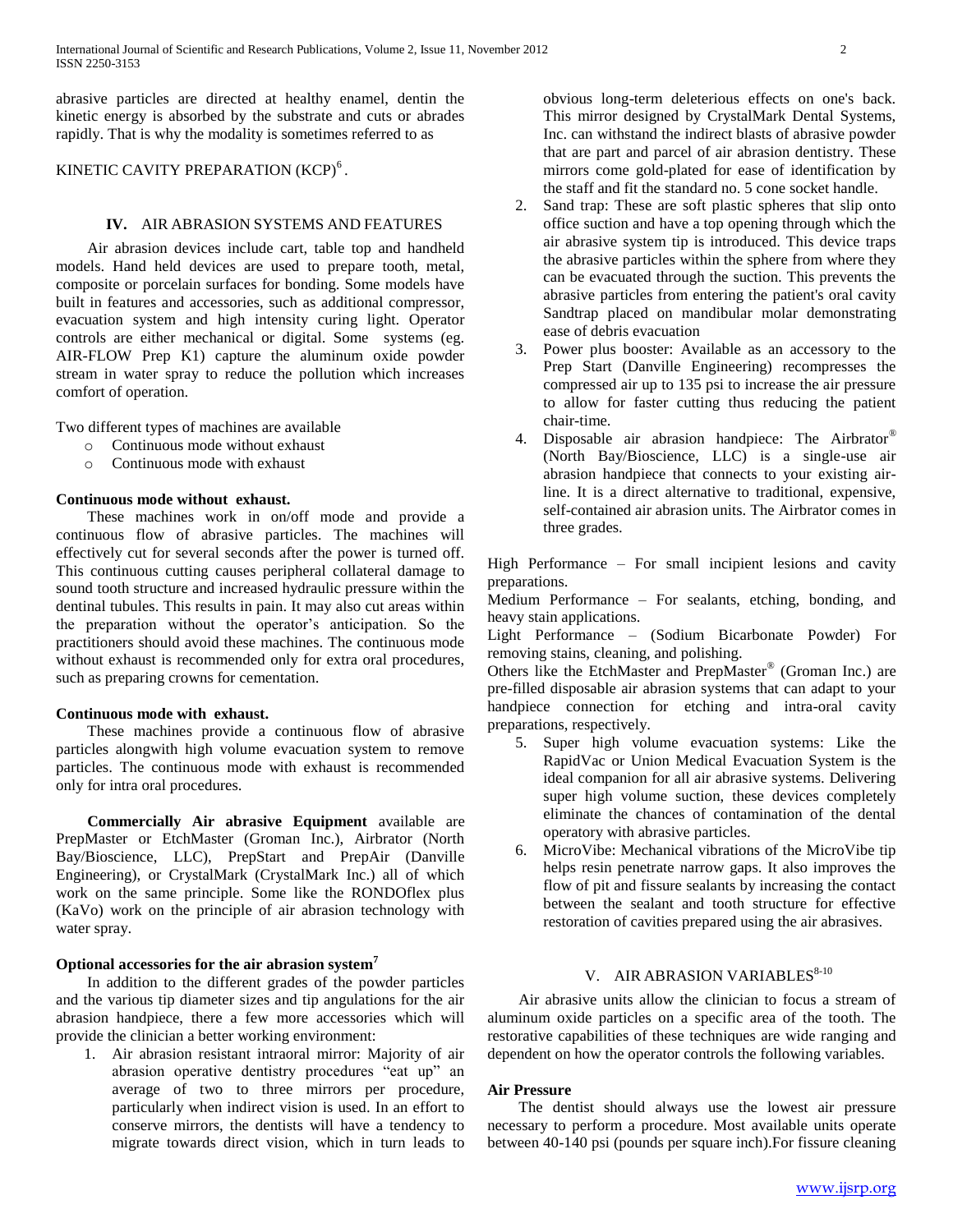abrasive particles are directed at healthy enamel, dentin the kinetic energy is absorbed by the substrate and cuts or abrades rapidly. That is why the modality is sometimes referred to as

KINETIC CAVITY PREPARATION (KCP)[6].

## IV. AIR ABRASION SYSTEMS AND FEATURES

Air abrasion devices include cart, table top and handheld models. Hand held devices are used to prepare tooth, metal, composite or porcelain surfaces for bonding. Some models have built in features and accessories, such as additional compressor, evacuation system and high intensity curing light. Operator controls are either mechanical or digital. Some systems (eg. AIR-FLOW Prep K1) capture the aluminum oxide powder stream in water spray to reduce the pollution which increases comfort of operation.

Two different types of machines are available

- Continuous mode without exhaust
- Continuous mode with exhaust

**Continuous mode without exhaust.**

These machines work in on/off mode and provide a continuous flow of abrasive particles. The machines will effectively cut for several seconds after the power is turned off. This continuous cutting causes peripheral collateral damage to sound tooth structure and increased hydraulic pressure within the dentinal tubules. This results in pain. It may also cut areas within the preparation without the operator's anticipation. So the practitioners should avoid these machines. The continuous mode without exhaust is recommended only for extra oral procedures, such as preparing crowns for cementation.

**Continuous mode with exhaust.**

These machines provide a continuous flow of abrasive particles alongwith high volume evacuation system to remove particles. The continuous mode with exhaust is recommended only for intra oral procedures.

**Commercially Air abrasive Equipment** available are PrepMaster or EtchMaster (Groman Inc.), Airbrator (North Bay/Bioscience, LLC), PrepStart and PrepAir (Danville Engineering), or CrystalMark (CrystalMark Inc.) all of which work on the same principle. Some like the RONDOflex plus (KaVo) work on the principle of air abrasion technology with water spray.

**Optional accessories for the air abrasion system[7]**

In addition to the different grades of the powder particles and the various tip diameter sizes and tip angulations for the air abrasion handpiece, there a few more accessories which will provide the clinician a better working environment:

1. Air abrasion resistant intraoral mirror: Majority of air abrasion operative dentistry procedures "eat up" an average of two to three mirrors per procedure, particularly when indirect vision is used. In an effort to conserve mirrors, the dentists will have a tendency to migrate towards direct vision, which in turn leads to obvious long-term deleterious effects on one's back. This mirror designed by CrystalMark Dental Systems, Inc. can withstand the indirect blasts of abrasive powder that are part and parcel of air abrasion dentistry. These mirrors come gold-plated for ease of identification by the staff and fit the standard no. 5 cone socket handle.
2. Sand trap: These are soft plastic spheres that slip onto office suction and have a top opening through which the air abrasive system tip is introduced. This device traps the abrasive particles within the sphere from where they can be evacuated through the suction. This prevents the abrasive particles from entering the patient's oral cavity Sandtrap placed on mandibular molar demonstrating ease of debris evacuation
3. Power plus booster: Available as an accessory to the Prep Start (Danville Engineering) recompresses the compressed air up to 135 psi to increase the air pressure to allow for faster cutting thus reducing the patient chair-time.
4. Disposable air abrasion handpiece: The Airbrator® (North Bay/Bioscience, LLC) is a single-use air abrasion handpiece that connects to your existing air-line. It is a direct alternative to traditional, expensive, self-contained air abrasion units. The Airbrator comes in three grades.

High Performance – For small incipient lesions and cavity preparations.
Medium Performance – For sealants, etching, bonding, and heavy stain applications.
Light Performance – (Sodium Bicarbonate Powder) For removing stains, cleaning, and polishing.
Others like the EtchMaster and PrepMaster® (Groman Inc.) are pre-filled disposable air abrasion systems that can adapt to your handpiece connection for etching and intra-oral cavity preparations, respectively.

5. Super high volume evacuation systems: Like the RapidVac or Union Medical Evacuation System is the ideal companion for all air abrasive systems. Delivering super high volume suction, these devices completely eliminate the chances of contamination of the dental operatory with abrasive particles.
6. MicroVibe: Mechanical vibrations of the MicroVibe tip helps resin penetrate narrow gaps. It also improves the flow of pit and fissure sealants by increasing the contact between the sealant and tooth structure for effective restoration of cavities prepared using the air abrasives.

## V. AIR ABRASION VARIABLES[8-10]

Air abrasive units allow the clinician to focus a stream of aluminum oxide particles on a specific area of the tooth. The restorative capabilities of these techniques are wide ranging and dependent on how the operator controls the following variables.

**Air Pressure**

The dentist should always use the lowest air pressure necessary to perform a procedure. Most available units operate between 40-140 psi (pounds per square inch).For fissure cleaning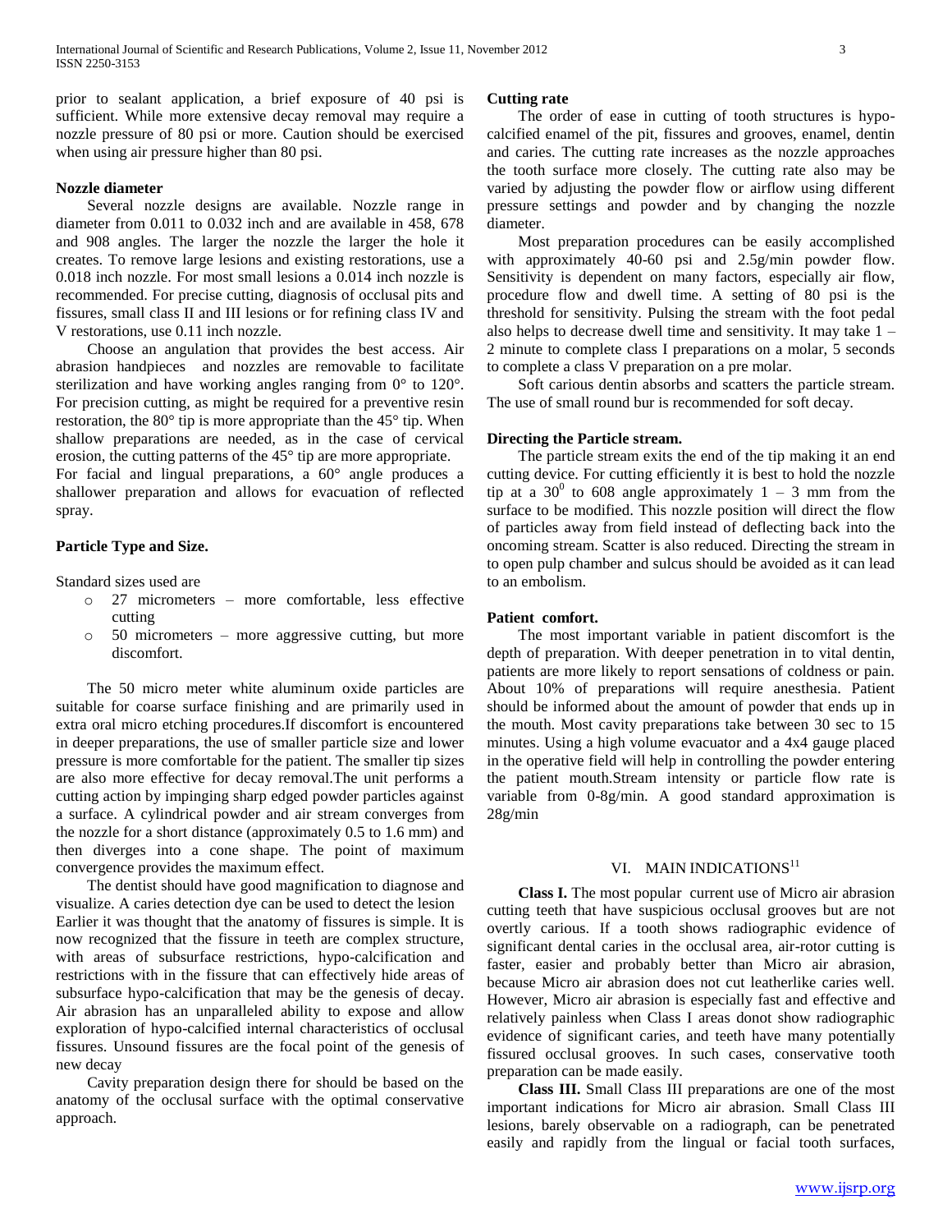prior to sealant application, a brief exposure of 40 psi is sufficient. While more extensive decay removal may require a nozzle pressure of 80 psi or more. Caution should be exercised when using air pressure higher than 80 psi.

**Nozzle diameter**

Several nozzle designs are available. Nozzle range in diameter from 0.011 to 0.032 inch and are available in 458, 678 and 908 angles. The larger the nozzle the larger the hole it creates. To remove large lesions and existing restorations, use a 0.018 inch nozzle. For most small lesions a 0.014 inch nozzle is recommended. For precise cutting, diagnosis of occlusal pits and fissures, small class II and III lesions or for refining class IV and V restorations, use 0.11 inch nozzle.

Choose an angulation that provides the best access. Air abrasion handpieces and nozzles are removable to facilitate sterilization and have working angles ranging from 0° to 120°. For precision cutting, as might be required for a preventive resin restoration, the 80° tip is more appropriate than the 45° tip. When shallow preparations are needed, as in the case of cervical erosion, the cutting patterns of the 45° tip are more appropriate. For facial and lingual preparations, a 60° angle produces a shallower preparation and allows for evacuation of reflected spray.

**Particle Type and Size.**

Standard sizes used are

- 27 micrometers – more comfortable, less effective cutting
- 50 micrometers – more aggressive cutting, but more discomfort.

The 50 micro meter white aluminum oxide particles are suitable for coarse surface finishing and are primarily used in extra oral micro etching procedures.If discomfort is encountered in deeper preparations, the use of smaller particle size and lower pressure is more comfortable for the patient. The smaller tip sizes are also more effective for decay removal.The unit performs a cutting action by impinging sharp edged powder particles against a surface. A cylindrical powder and air stream converges from the nozzle for a short distance (approximately 0.5 to 1.6 mm) and then diverges into a cone shape. The point of maximum convergence provides the maximum effect.

The dentist should have good magnification to diagnose and visualize. A caries detection dye can be used to detect the lesion

Earlier it was thought that the anatomy of fissures is simple. It is now recognized that the fissure in teeth are complex structure, with areas of subsurface restrictions, hypo-calcification and restrictions with in the fissure that can effectively hide areas of subsurface hypo-calcification that may be the genesis of decay. Air abrasion has an unparalleled ability to expose and allow exploration of hypo-calcified internal characteristics of occlusal fissures. Unsound fissures are the focal point of the genesis of new decay

Cavity preparation design there for should be based on the anatomy of the occlusal surface with the optimal conservative approach.

**Cutting rate**

The order of ease in cutting of tooth structures is hypo-calcified enamel of the pit, fissures and grooves, enamel, dentin and caries. The cutting rate increases as the nozzle approaches the tooth surface more closely. The cutting rate also may be varied by adjusting the powder flow or airflow using different pressure settings and powder and by changing the nozzle diameter.

Most preparation procedures can be easily accomplished with approximately 40-60 psi and 2.5g/min powder flow. Sensitivity is dependent on many factors, especially air flow, procedure flow and dwell time. A setting of 80 psi is the threshold for sensitivity. Pulsing the stream with the foot pedal also helps to decrease dwell time and sensitivity. It may take 1 – 2 minute to complete class I preparations on a molar, 5 seconds to complete a class V preparation on a pre molar.

Soft carious dentin absorbs and scatters the particle stream. The use of small round bur is recommended for soft decay.

**Directing the Particle stream.**

The particle stream exits the end of the tip making it an end cutting device. For cutting efficiently it is best to hold the nozzle tip at a $30^0$ to 608 angle approximately 1 – 3 mm from the surface to be modified. This nozzle position will direct the flow of particles away from field instead of deflecting back into the oncoming stream. Scatter is also reduced. Directing the stream in to open pulp chamber and sulcus should be avoided as it can lead to an embolism.

**Patient comfort.**

The most important variable in patient discomfort is the depth of preparation. With deeper penetration in to vital dentin, patients are more likely to report sensations of coldness or pain. About 10% of preparations will require anesthesia. Patient should be informed about the amount of powder that ends up in the mouth. Most cavity preparations take between 30 sec to 15 minutes. Using a high volume evacuator and a 4x4 gauge placed in the operative field will help in controlling the powder entering the patient mouth.Stream intensity or particle flow rate is variable from 0-8g/min. A good standard approximation is 28g/min

## VI. MAIN INDICATIONS[11]

**Class I.** The most popular current use of Micro air abrasion cutting teeth that have suspicious occlusal grooves but are not overtly carious. If a tooth shows radiographic evidence of significant dental caries in the occlusal area, air-rotor cutting is faster, easier and probably better than Micro air abrasion, because Micro air abrasion does not cut leatherlike caries well. However, Micro air abrasion is especially fast and effective and relatively painless when Class I areas donot show radiographic evidence of significant caries, and teeth have many potentially fissured occlusal grooves. In such cases, conservative tooth preparation can be made easily.

**Class III.** Small Class III preparations are one of the most important indications for Micro air abrasion. Small Class III lesions, barely observable on a radiograph, can be penetrated easily and rapidly from the lingual or facial tooth surfaces,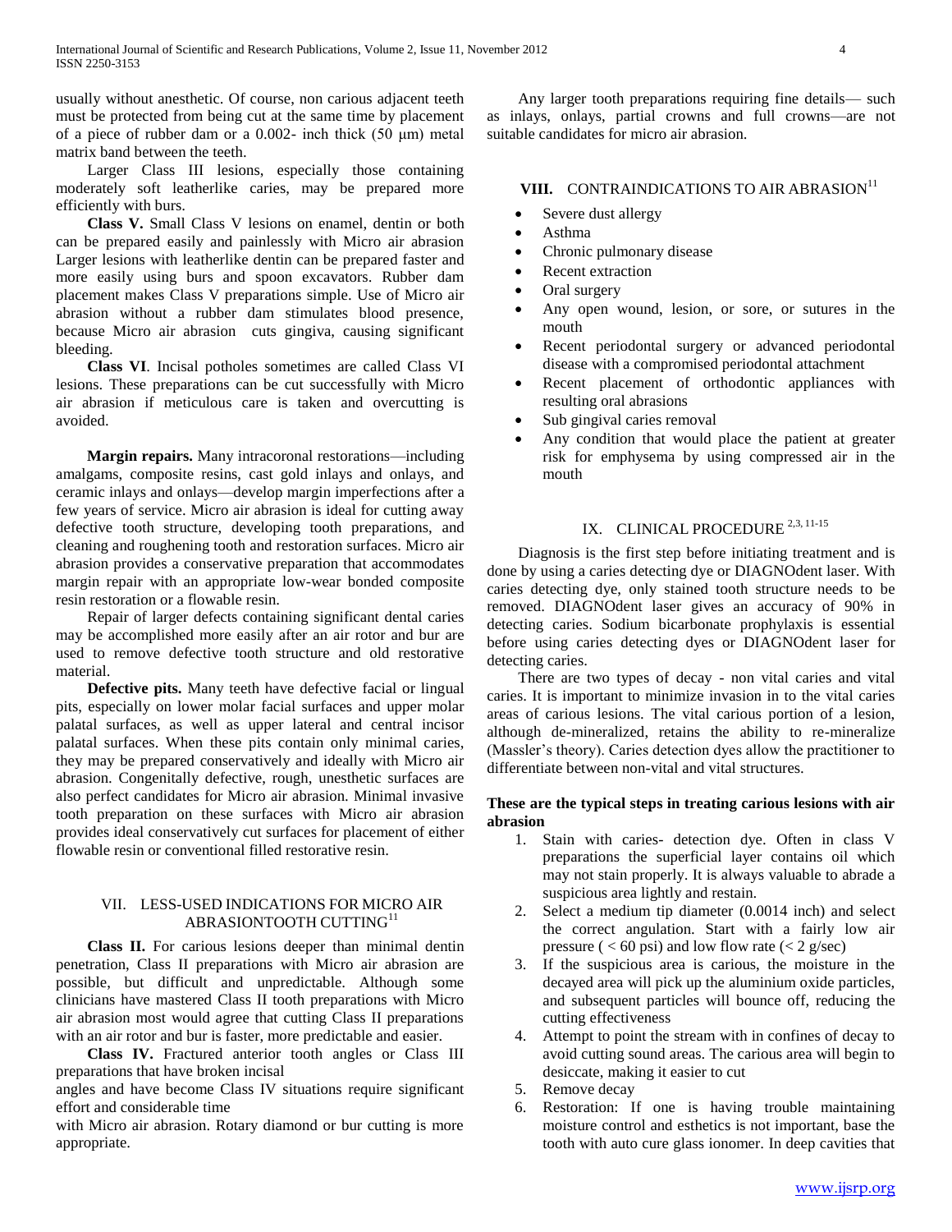usually without anesthetic. Of course, non carious adjacent teeth must be protected from being cut at the same time by placement of a piece of rubber dam or a 0.002- inch thick (50 μm) metal matrix band between the teeth.

Larger Class III lesions, especially those containing moderately soft leatherlike caries, may be prepared more efficiently with burs.

**Class V.** Small Class V lesions on enamel, dentin or both can be prepared easily and painlessly with Micro air abrasion Larger lesions with leatherlike dentin can be prepared faster and more easily using burs and spoon excavators. Rubber dam placement makes Class V preparations simple. Use of Micro air abrasion without a rubber dam stimulates blood presence, because Micro air abrasion cuts gingiva, causing significant bleeding.

**Class VI**. Incisal potholes sometimes are called Class VI lesions. These preparations can be cut successfully with Micro air abrasion if meticulous care is taken and overcutting is avoided.

**Margin repairs.** Many intracoronal restorations—including amalgams, composite resins, cast gold inlays and onlays, and ceramic inlays and onlays—develop margin imperfections after a few years of service. Micro air abrasion is ideal for cutting away defective tooth structure, developing tooth preparations, and cleaning and roughening tooth and restoration surfaces. Micro air abrasion provides a conservative preparation that accommodates margin repair with an appropriate low-wear bonded composite resin restoration or a flowable resin.

Repair of larger defects containing significant dental caries may be accomplished more easily after an air rotor and bur are used to remove defective tooth structure and old restorative material.

**Defective pits.** Many teeth have defective facial or lingual pits, especially on lower molar facial surfaces and upper molar palatal surfaces, as well as upper lateral and central incisor palatal surfaces. When these pits contain only minimal caries, they may be prepared conservatively and ideally with Micro air abrasion. Congenitally defective, rough, unesthetic surfaces are also perfect candidates for Micro air abrasion. Minimal invasive tooth preparation on these surfaces with Micro air abrasion provides ideal conservatively cut surfaces for placement of either flowable resin or conventional filled restorative resin.

## VII. LESS-USED INDICATIONS FOR MICRO AIR ABRASIONTOOTH CUTTING[11]

**Class II.** For carious lesions deeper than minimal dentin penetration, Class II preparations with Micro air abrasion are possible, but difficult and unpredictable. Although some clinicians have mastered Class II tooth preparations with Micro air abrasion most would agree that cutting Class II preparations with an air rotor and bur is faster, more predictable and easier.

**Class IV.** Fractured anterior tooth angles or Class III preparations that have broken incisal angles and have become Class IV situations require significant effort and considerable time with Micro air abrasion. Rotary diamond or bur cutting is more appropriate.

Any larger tooth preparations requiring fine details— such as inlays, onlays, partial crowns and full crowns—are not suitable candidates for micro air abrasion.

## VIII. CONTRAINDICATIONS TO AIR ABRASION[11]

- Severe dust allergy
- Asthma
- Chronic pulmonary disease
- Recent extraction
- Oral surgery
- Any open wound, lesion, or sore, or sutures in the mouth
- Recent periodontal surgery or advanced periodontal disease with a compromised periodontal attachment
- Recent placement of orthodontic appliances with resulting oral abrasions
- Sub gingival caries removal
- Any condition that would place the patient at greater risk for emphysema by using compressed air in the mouth

## IX. CLINICAL PROCEDURE [2,3, 11-15]

Diagnosis is the first step before initiating treatment and is done by using a caries detecting dye or DIAGNOdent laser. With caries detecting dye, only stained tooth structure needs to be removed. DIAGNOdent laser gives an accuracy of 90% in detecting caries. Sodium bicarbonate prophylaxis is essential before using caries detecting dyes or DIAGNOdent laser for detecting caries.

There are two types of decay - non vital caries and vital caries. It is important to minimize invasion in to the vital caries areas of carious lesions. The vital carious portion of a lesion, although de-mineralized, retains the ability to re-mineralize (Massler's theory). Caries detection dyes allow the practitioner to differentiate between non-vital and vital structures.

**These are the typical steps in treating carious lesions with air abrasion**

1. Stain with caries- detection dye. Often in class V preparations the superficial layer contains oil which may not stain properly. It is always valuable to abrade a suspicious area lightly and restain.
2. Select a medium tip diameter (0.0014 inch) and select the correct angulation. Start with a fairly low air pressure ( < 60 psi) and low flow rate (< 2 g/sec)
3. If the suspicious area is carious, the moisture in the decayed area will pick up the aluminium oxide particles, and subsequent particles will bounce off, reducing the cutting effectiveness
4. Attempt to point the stream with in confines of decay to avoid cutting sound areas. The carious area will begin to desiccate, making it easier to cut
5. Remove decay
6. Restoration: If one is having trouble maintaining moisture control and esthetics is not important, base the tooth with auto cure glass ionomer. In deep cavities that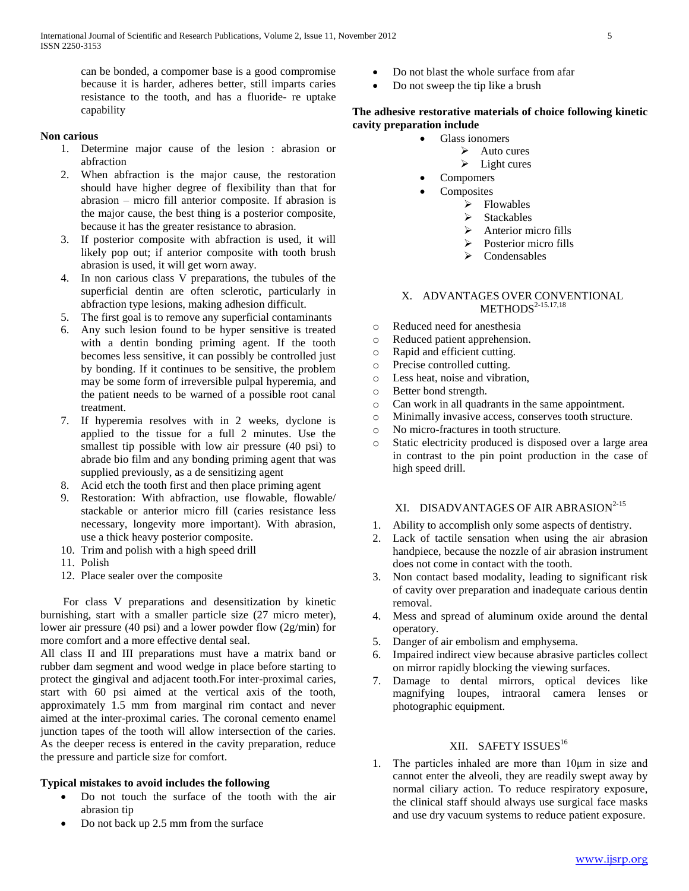can be bonded, a compomer base is a good compromise because it is harder, adheres better, still imparts caries resistance to the tooth, and has a fluoride- re uptake capability

**Non carious**

1. Determine major cause of the lesion : abrasion or abfraction
2. When abfraction is the major cause, the restoration should have higher degree of flexibility than that for abrasion – micro fill anterior composite. If abrasion is the major cause, the best thing is a posterior composite, because it has the greater resistance to abrasion.
3. If posterior composite with abfraction is used, it will likely pop out; if anterior composite with tooth brush abrasion is used, it will get worn away.
4. In non carious class V preparations, the tubules of the superficial dentin are often sclerotic, particularly in abfraction type lesions, making adhesion difficult.
5. The first goal is to remove any superficial contaminants
6. Any such lesion found to be hyper sensitive is treated with a dentin bonding priming agent. If the tooth becomes less sensitive, it can possibly be controlled just by bonding. If it continues to be sensitive, the problem may be some form of irreversible pulpal hyperemia, and the patient needs to be warned of a possible root canal treatment.
7. If hyperemia resolves with in 2 weeks, dyclone is applied to the tissue for a full 2 minutes. Use the smallest tip possible with low air pressure (40 psi) to abrade bio film and any bonding priming agent that was supplied previously, as a de sensitizing agent
8. Acid etch the tooth first and then place priming agent
9. Restoration: With abfraction, use flowable, flowable/ stackable or anterior micro fill (caries resistance less necessary, longevity more important). With abrasion, use a thick heavy posterior composite.
10. Trim and polish with a high speed drill
11. Polish
12. Place sealer over the composite

For class V preparations and desensitization by kinetic burnishing, start with a smaller particle size (27 micro meter), lower air pressure (40 psi) and a lower powder flow (2g/min) for more comfort and a more effective dental seal.

All class II and III preparations must have a matrix band or rubber dam segment and wood wedge in place before starting to protect the gingival and adjacent tooth.For inter-proximal caries, start with 60 psi aimed at the vertical axis of the tooth, approximately 1.5 mm from marginal rim contact and never aimed at the inter-proximal caries. The coronal cemento enamel junction tapes of the tooth will allow intersection of the caries. As the deeper recess is entered in the cavity preparation, reduce the pressure and particle size for comfort.

**Typical mistakes to avoid includes the following**

- Do not touch the surface of the tooth with the air abrasion tip
- Do not back up 2.5 mm from the surface
- Do not blast the whole surface from afar
- Do not sweep the tip like a brush

**The adhesive restorative materials of choice following kinetic cavity preparation include**

- Glass ionomers
  - Auto cures
  - Light cures
- Compomers
- Composites
  - Flowables
  - Stackables
  - Anterior micro fills
  - Posterior micro fills
  - Condensables

## X. ADVANTAGES OVER CONVENTIONAL METHODS[2-15.17,18]

- Reduced need for anesthesia
- Reduced patient apprehension.
- Rapid and efficient cutting.
- Precise controlled cutting.
- Less heat, noise and vibration,
- Better bond strength.
- Can work in all quadrants in the same appointment.
- Minimally invasive access, conserves tooth structure.
- No micro-fractures in tooth structure.
- Static electricity produced is disposed over a large area in contrast to the pin point production in the case of high speed drill.

## XI. DISADVANTAGES OF AIR ABRASION[2-15]

1. Ability to accomplish only some aspects of dentistry.
2. Lack of tactile sensation when using the air abrasion handpiece, because the nozzle of air abrasion instrument does not come in contact with the tooth.
3. Non contact based modality, leading to significant risk of cavity over preparation and inadequate carious dentin removal.
4. Mess and spread of aluminum oxide around the dental operatory.
5. Danger of air embolism and emphysema.
6. Impaired indirect view because abrasive particles collect on mirror rapidly blocking the viewing surfaces.
7. Damage to dental mirrors, optical devices like magnifying loupes, intraoral camera lenses or photographic equipment.

## XII. SAFETY ISSUES[16]

1. The particles inhaled are more than 10µm in size and cannot enter the alveoli, they are readily swept away by normal ciliary action. To reduce respiratory exposure, the clinical staff should always use surgical face masks and use dry vacuum systems to reduce patient exposure.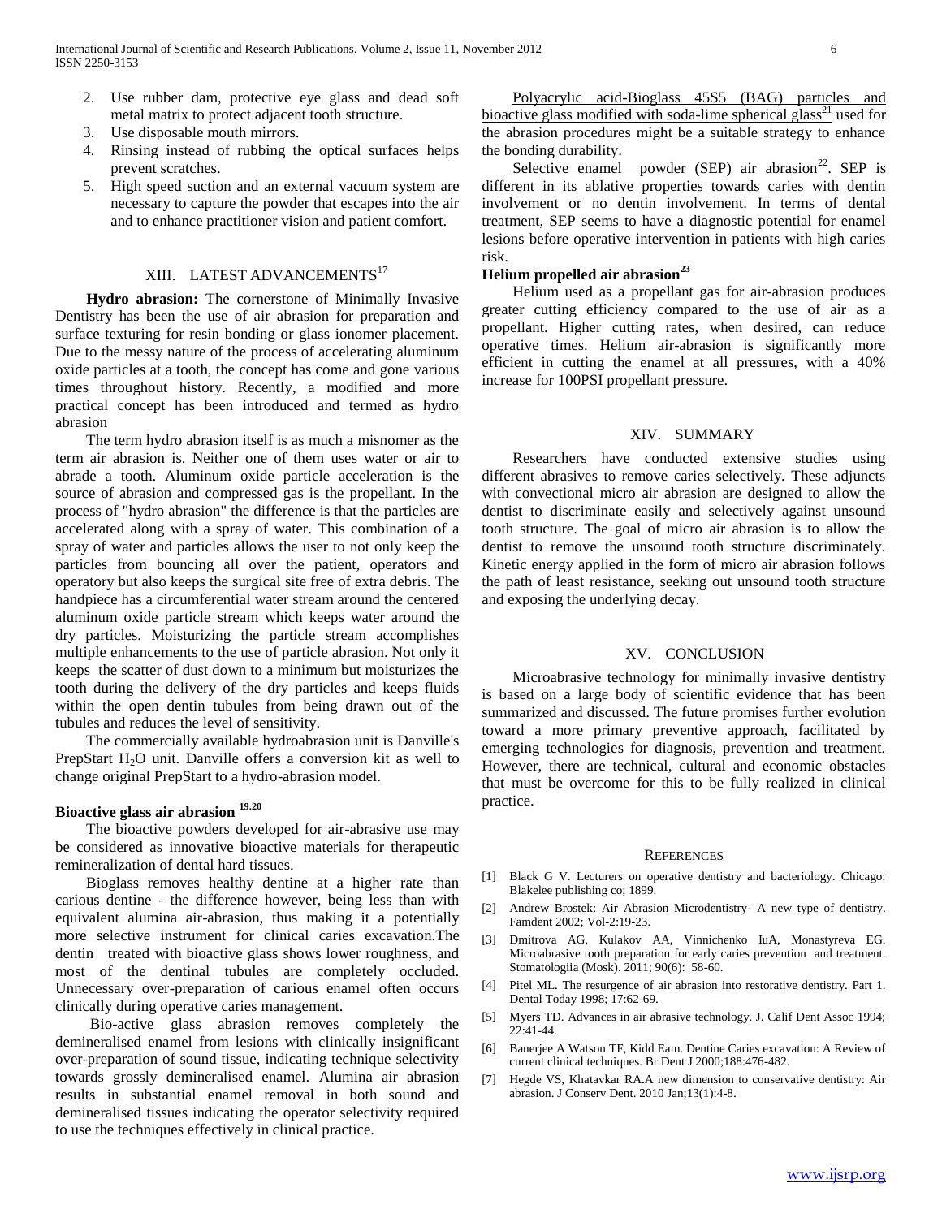2. Use rubber dam, protective eye glass and dead soft metal matrix to protect adjacent tooth structure.
3. Use disposable mouth mirrors.
4. Rinsing instead of rubbing the optical surfaces helps prevent scratches.
5. High speed suction and an external vacuum system are necessary to capture the powder that escapes into the air and to enhance practitioner vision and patient comfort.

## XIII. LATEST ADVANCEMENTS[17]

**Hydro abrasion:** The cornerstone of Minimally Invasive Dentistry has been the use of air abrasion for preparation and surface texturing for resin bonding or glass ionomer placement. Due to the messy nature of the process of accelerating aluminum oxide particles at a tooth, the concept has come and gone various times throughout history. Recently, a modified and more practical concept has been introduced and termed as hydro abrasion

The term hydro abrasion itself is as much a misnomer as the term air abrasion is. Neither one of them uses water or air to abrade a tooth. Aluminum oxide particle acceleration is the source of abrasion and compressed gas is the propellant. In the process of "hydro abrasion" the difference is that the particles are accelerated along with a spray of water. This combination of a spray of water and particles allows the user to not only keep the particles from bouncing all over the patient, operators and operatory but also keeps the surgical site free of extra debris. The handpiece has a circumferential water stream around the centered aluminum oxide particle stream which keeps water around the dry particles. Moisturizing the particle stream accomplishes multiple enhancements to the use of particle abrasion. Not only it keeps the scatter of dust down to a minimum but moisturizes the tooth during the delivery of the dry particles and keeps fluids within the open dentin tubules from being drawn out of the tubules and reduces the level of sensitivity.

The commercially available hydroabrasion unit is Danville's PrepStart $H_2O$ unit. Danville offers a conversion kit as well to change original PrepStart to a hydro-abrasion model.

### Bioactive glass air abrasion [19,20]

The bioactive powders developed for air-abrasive use may be considered as innovative bioactive materials for therapeutic remineralization of dental hard tissues.

Bioglass removes healthy dentine at a higher rate than carious dentine - the difference however, being less than with equivalent alumina air-abrasion, thus making it a potentially more selective instrument for clinical caries excavation.The dentin treated with bioactive glass shows lower roughness, and most of the dentinal tubules are completely occluded. Unnecessary over-preparation of carious enamel often occurs clinically during operative caries management.

Bio-active glass abrasion removes completely the demineralised enamel from lesions with clinically insignificant over-preparation of sound tissue, indicating technique selectivity towards grossly demineralised enamel. Alumina air abrasion results in substantial enamel removal in both sound and demineralised tissues indicating the operator selectivity required to use the techniques effectively in clinical practice.

Polyacrylic acid-Bioglass 45S5 (BAG) particles and bioactive glass modified with soda-lime spherical glass[21] used for the abrasion procedures might be a suitable strategy to enhance the bonding durability.

Selective enamel powder (SEP) air abrasion[22]. SEP is different in its ablative properties towards caries with dentin involvement or no dentin involvement. In terms of dental treatment, SEP seems to have a diagnostic potential for enamel lesions before operative intervention in patients with high caries risk.

### Helium propelled air abrasion[23]

Helium used as a propellant gas for air-abrasion produces greater cutting efficiency compared to the use of air as a propellant. Higher cutting rates, when desired, can reduce operative times. Helium air-abrasion is significantly more efficient in cutting the enamel at all pressures, with a 40% increase for 100PSI propellant pressure.

## XIV. SUMMARY

Researchers have conducted extensive studies using different abrasives to remove caries selectively. These adjuncts with convectional micro air abrasion are designed to allow the dentist to discriminate easily and selectively against unsound tooth structure. The goal of micro air abrasion is to allow the dentist to remove the unsound tooth structure discriminately. Kinetic energy applied in the form of micro air abrasion follows the path of least resistance, seeking out unsound tooth structure and exposing the underlying decay.

## XV. CONCLUSION

Microabrasive technology for minimally invasive dentistry is based on a large body of scientific evidence that has been summarized and discussed. The future promises further evolution toward a more primary preventive approach, facilitated by emerging technologies for diagnosis, prevention and treatment. However, there are technical, cultural and economic obstacles that must be overcome for this to be fully realized in clinical practice.

## REFERENCES

[1] Black G V. Lecturers on operative dentistry and bacteriology. Chicago: Blakelee publishing co; 1899.

[2] Andrew Brostek: Air Abrasion Microdentistry- A new type of dentistry. Famdent 2002; Vol-2:19-23.

[3] Dmitrova AG, Kulakov AA, Vinnichenko IuA, Monastyreva EG. Microabrasive tooth preparation for early caries prevention and treatment. Stomatologiia (Mosk). 2011; 90(6): 58-60.

[4] Pitel ML. The resurgence of air abrasion into restorative dentistry. Part 1. Dental Today 1998; 17:62-69.

[5] Myers TD. Advances in air abrasive technology. J. Calif Dent Assoc 1994; 22:41-44.

[6] Banerjee A Watson TF, Kidd Eam. Dentine Caries excavation: A Review of current clinical techniques. Br Dent J 2000;188:476-482.

[7] Hegde VS, Khatavkar RA.A new dimension to conservative dentistry: Air abrasion. J Conserv Dent. 2010 Jan;13(1):4-8.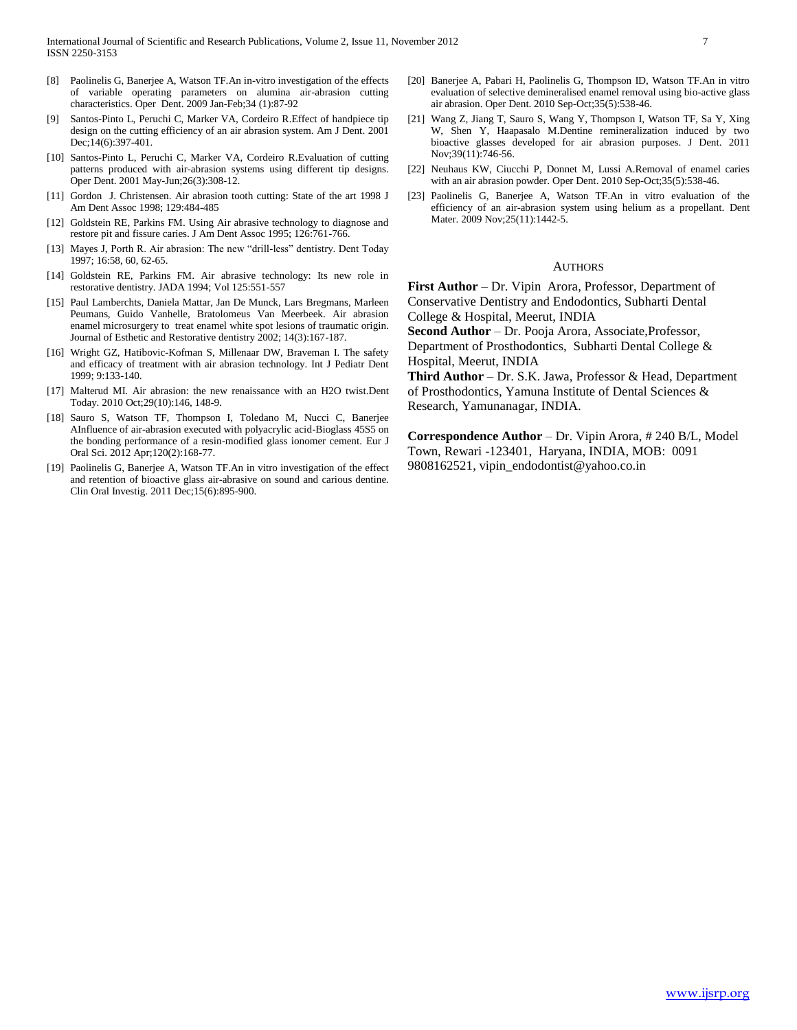[8] Paolinelis G, Banerjee A, Watson TF.An in-vitro investigation of the effects of variable operating parameters on alumina air-abrasion cutting characteristics. Oper Dent. 2009 Jan-Feb;34 (1):87-92

[9] Santos-Pinto L, Peruchi C, Marker VA, Cordeiro R.Effect of handpiece tip design on the cutting efficiency of an air abrasion system. Am J Dent. 2001 Dec;14(6):397-401.

[10] Santos-Pinto L, Peruchi C, Marker VA, Cordeiro R.Evaluation of cutting patterns produced with air-abrasion systems using different tip designs. Oper Dent. 2001 May-Jun;26(3):308-12.

[11] Gordon J. Christensen. Air abrasion tooth cutting: State of the art 1998 J Am Dent Assoc 1998; 129:484-485

[12] Goldstein RE, Parkins FM. Using Air abrasive technology to diagnose and restore pit and fissure caries. J Am Dent Assoc 1995; 126:761-766.

[13] Mayes J, Porth R. Air abrasion: The new "drill-less" dentistry. Dent Today 1997; 16:58, 60, 62-65.

[14] Goldstein RE, Parkins FM. Air abrasive technology: Its new role in restorative dentistry. JADA 1994; Vol 125:551-557

[15] Paul Lamberchts, Daniela Mattar, Jan De Munck, Lars Bregmans, Marleen Peumans, Guido Vanhelle, Bratolomeus Van Meerbeek. Air abrasion enamel microsurgery to treat enamel white spot lesions of traumatic origin. Journal of Esthetic and Restorative dentistry 2002; 14(3):167-187.

[16] Wright GZ, Hatibovic-Kofman S, Millenaar DW, Braveman I. The safety and efficacy of treatment with air abrasion technology. Int J Pediatr Dent 1999; 9:133-140.

[17] Malterud MI. Air abrasion: the new renaissance with an H2O twist.Dent Today. 2010 Oct;29(10):146, 148-9.

[18] Sauro S, Watson TF, Thompson I, Toledano M, Nucci C, Banerjee AInfluence of air-abrasion executed with polyacrylic acid-Bioglass 45S5 on the bonding performance of a resin-modified glass ionomer cement. Eur J Oral Sci. 2012 Apr;120(2):168-77.

[19] Paolinelis G, Banerjee A, Watson TF.An in vitro investigation of the effect and retention of bioactive glass air-abrasive on sound and carious dentine. Clin Oral Investig. 2011 Dec;15(6):895-900.

[20] Banerjee A, Pabari H, Paolinelis G, Thompson ID, Watson TF.An in vitro evaluation of selective demineralised enamel removal using bio-active glass air abrasion. Oper Dent. 2010 Sep-Oct;35(5):538-46.

[21] Wang Z, Jiang T, Sauro S, Wang Y, Thompson I, Watson TF, Sa Y, Xing W, Shen Y, Haapasalo M.Dentine remineralization induced by two bioactive glasses developed for air abrasion purposes. J Dent. 2011 Nov;39(11):746-56.

[22] Neuhaus KW, Ciucchi P, Donnet M, Lussi A.Removal of enamel caries with an air abrasion powder. Oper Dent. 2010 Sep-Oct;35(5):538-46.

[23] Paolinelis G, Banerjee A, Watson TF.An in vitro evaluation of the efficiency of an air-abrasion system using helium as a propellant. Dent Mater. 2009 Nov;25(11):1442-5.

## Authors

**First Author** – Dr. Vipin Arora, Professor, Department of Conservative Dentistry and Endodontics, Subharti Dental College & Hospital, Meerut, INDIA

**Second Author** – Dr. Pooja Arora, Associate,Professor, Department of Prosthodontics, Subharti Dental College & Hospital, Meerut, INDIA

**Third Author** – Dr. S.K. Jawa, Professor & Head, Department of Prosthodontics, Yamuna Institute of Dental Sciences & Research, Yamunanagar, INDIA.

**Correspondence Author** – Dr. Vipin Arora, # 240 B/L, Model Town, Rewari -123401, Haryana, INDIA, MOB: 0091 9808162521, vipin_endodontist@yahoo.co.in